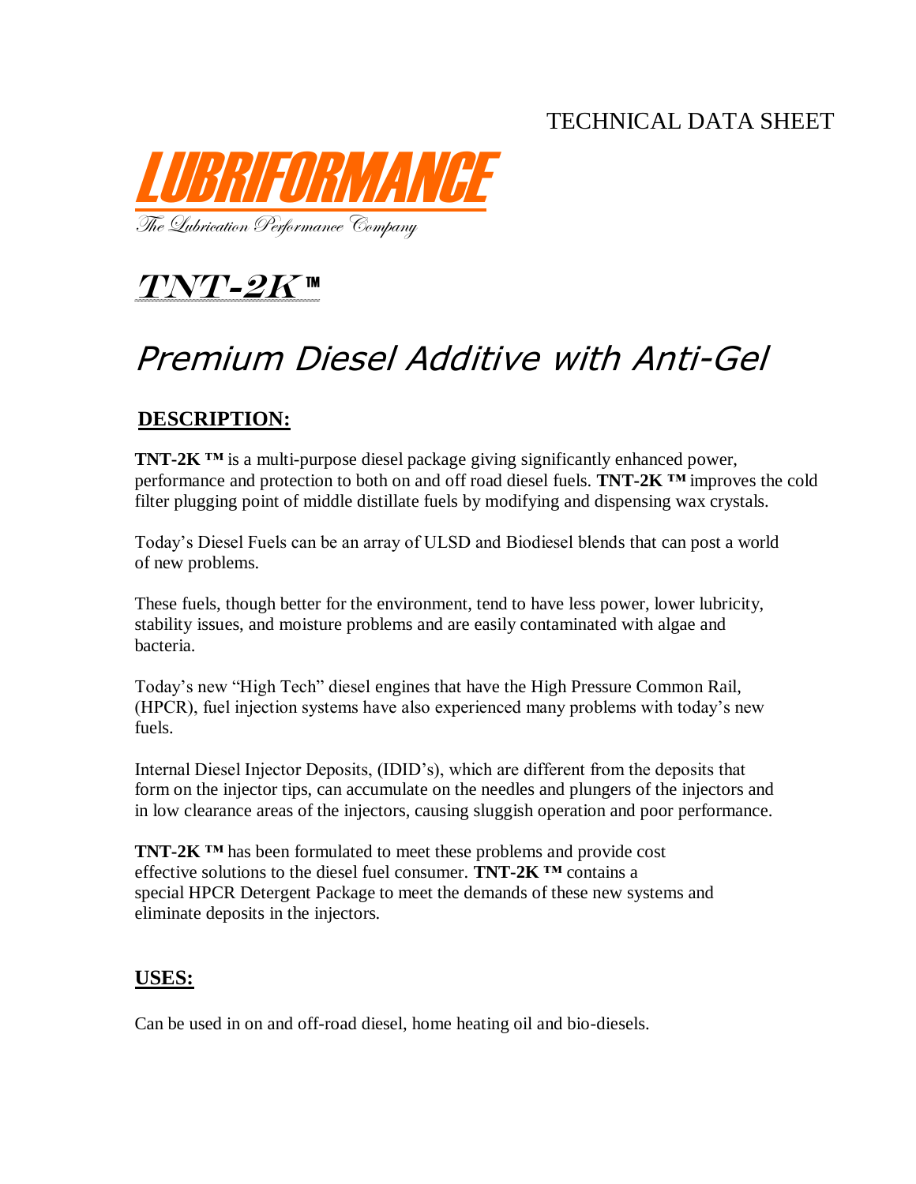TECHNICAL DATA SHEET

**LUBRIFORMANCE**

*The Lubrication Performance Company*

# *TNT-2K ™*

## *Premium Diesel Additive with Anti-Gel*

### DESCRIPTION:

**TNT-2K ™** is a multi-purpose diesel package giving significantly enhanced power, performance and protection to both on and off road diesel fuels. **TNT-2K ™** improves the cold filter plugging point of middle distillate fuels by modifying and dispensing wax crystals.

Today's Diesel Fuels can be an array of ULSD and Biodiesel blends that can post a world of new problems.

These fuels, though better for the environment, tend to have less power, lower lubricity, stability issues, and moisture problems and are easily contaminated with algae and bacteria.

Today's new "High Tech" diesel engines that have the High Pressure Common Rail, (HPCR), fuel injection systems have also experienced many problems with today's new fuels.

Internal Diesel Injector Deposits, (IDID's), which are different from the deposits that form on the injector tips, can accumulate on the needles and plungers of the injectors and in low clearance areas of the injectors, causing sluggish operation and poor performance.

**TNT-2K ™** has been formulated to meet these problems and provide cost effective solutions to the diesel fuel consumer. **TNT-2K ™** contains a special HPCR Detergent Package to meet the demands of these new systems and eliminate deposits in the injectors.

### USES:

Can be used in on and off-road diesel, home heating oil and bio-diesels.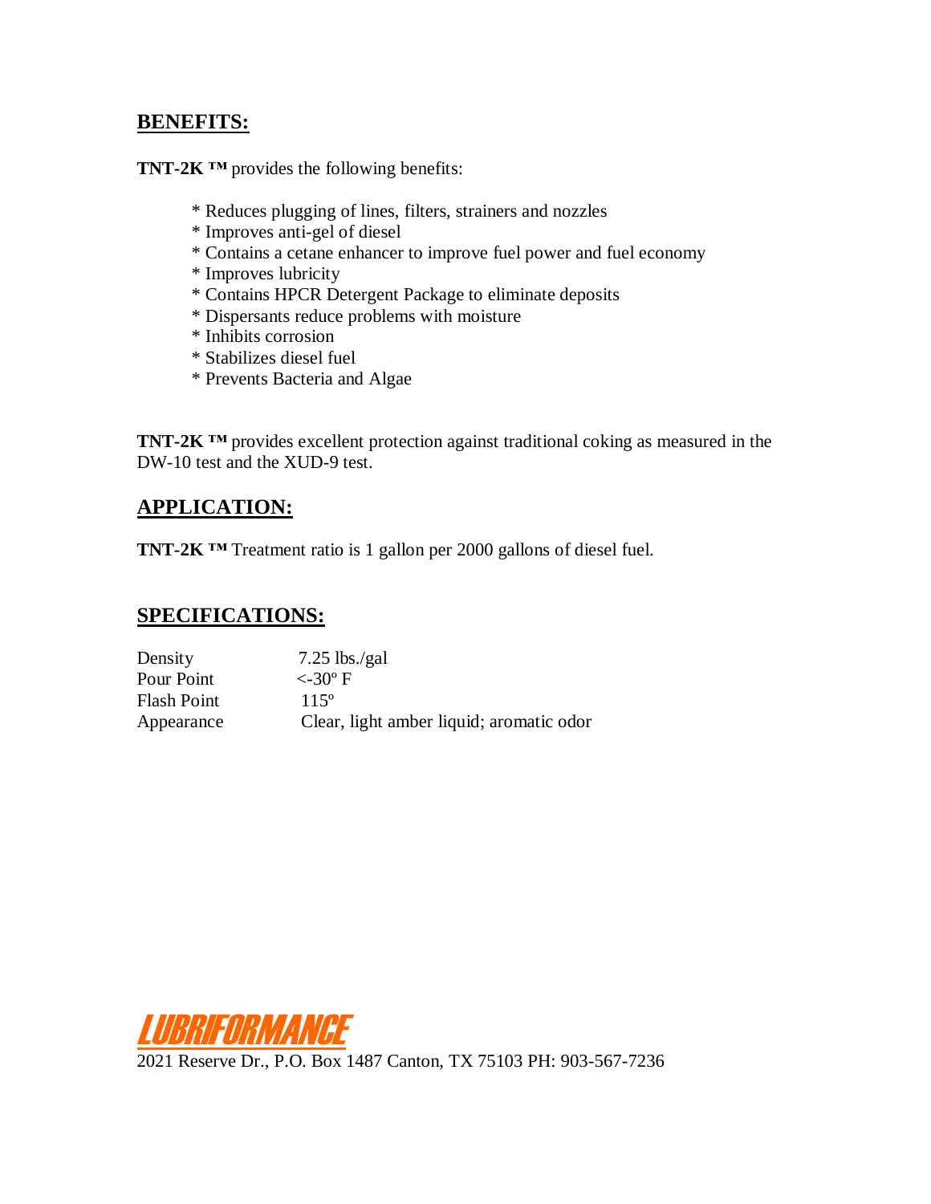## BENEFITS:

**TNT-2K ™** provides the following benefits:

* Reduces plugging of lines, filters, strainers and nozzles
* Improves anti-gel of diesel
* Contains a cetane enhancer to improve fuel power and fuel economy
* Improves lubricity
* Contains HPCR Detergent Package to eliminate deposits
* Dispersants reduce problems with moisture
* Inhibits corrosion
* Stabilizes diesel fuel
* Prevents Bacteria and Algae

**TNT-2K ™** provides excellent protection against traditional coking as measured in the DW-10 test and the XUD-9 test.

## APPLICATION:

**TNT-2K ™** Treatment ratio is 1 gallon per 2000 gallons of diesel fuel.

## SPECIFICATIONS:

| | |
|---|---|
| Density | 7.25 lbs./gal |
| Pour Point | <-30º F |
| Flash Point | 115º |
| Appearance | Clear, light amber liquid; aromatic odor |

LUBRIFORMANCE

2021 Reserve Dr., P.O. Box 1487 Canton, TX 75103 PH: 903-567-7236